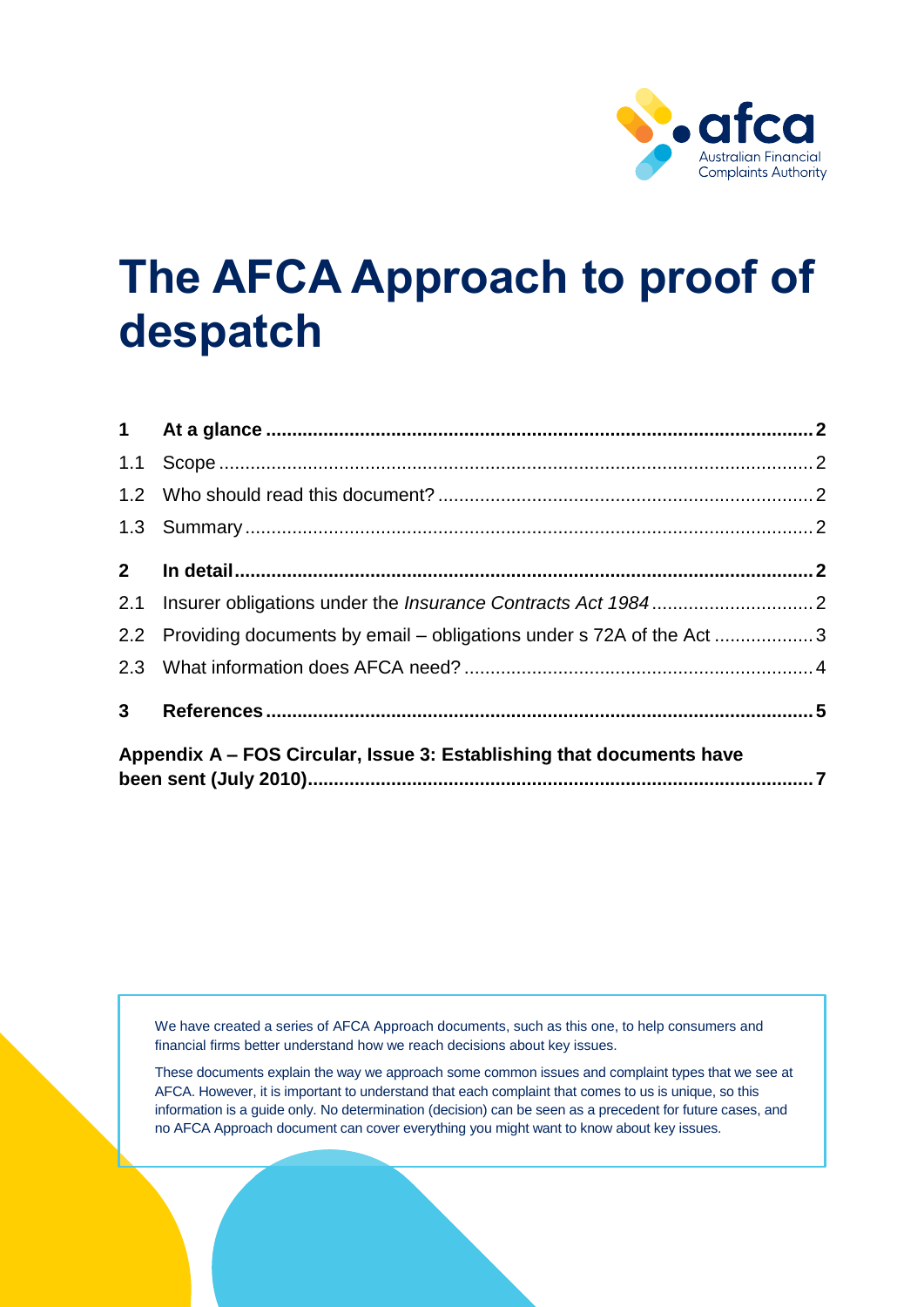# The AFCA Approach to proof of despatch

| | | |
|---|---|---|
| **1** | **At a glance** | **2** |
| 1.1 | Scope | 2 |
| 1.2 | Who should read this document? | 2 |
| 1.3 | Summary | 2 |
| **2** | **In detail** | **2** |
| 2.1 | Insurer obligations under the *Insurance Contracts Act 1984* | 2 |
| 2.2 | Providing documents by email – obligations under s 72A of the Act | 3 |
| 2.3 | What information does AFCA need? | 4 |
| **3** | **References** | **5** |
| **Appendix A – FOS Circular, Issue 3: Establishing that documents have been sent (July 2010)** | | **7** |

We have created a series of AFCA Approach documents, such as this one, to help consumers and financial firms better understand how we reach decisions about key issues.

These documents explain the way we approach some common issues and complaint types that we see at AFCA. However, it is important to understand that each complaint that comes to us is unique, so this information is a guide only. No determination (decision) can be seen as a precedent for future cases, and no AFCA Approach document can cover everything you might want to know about key issues.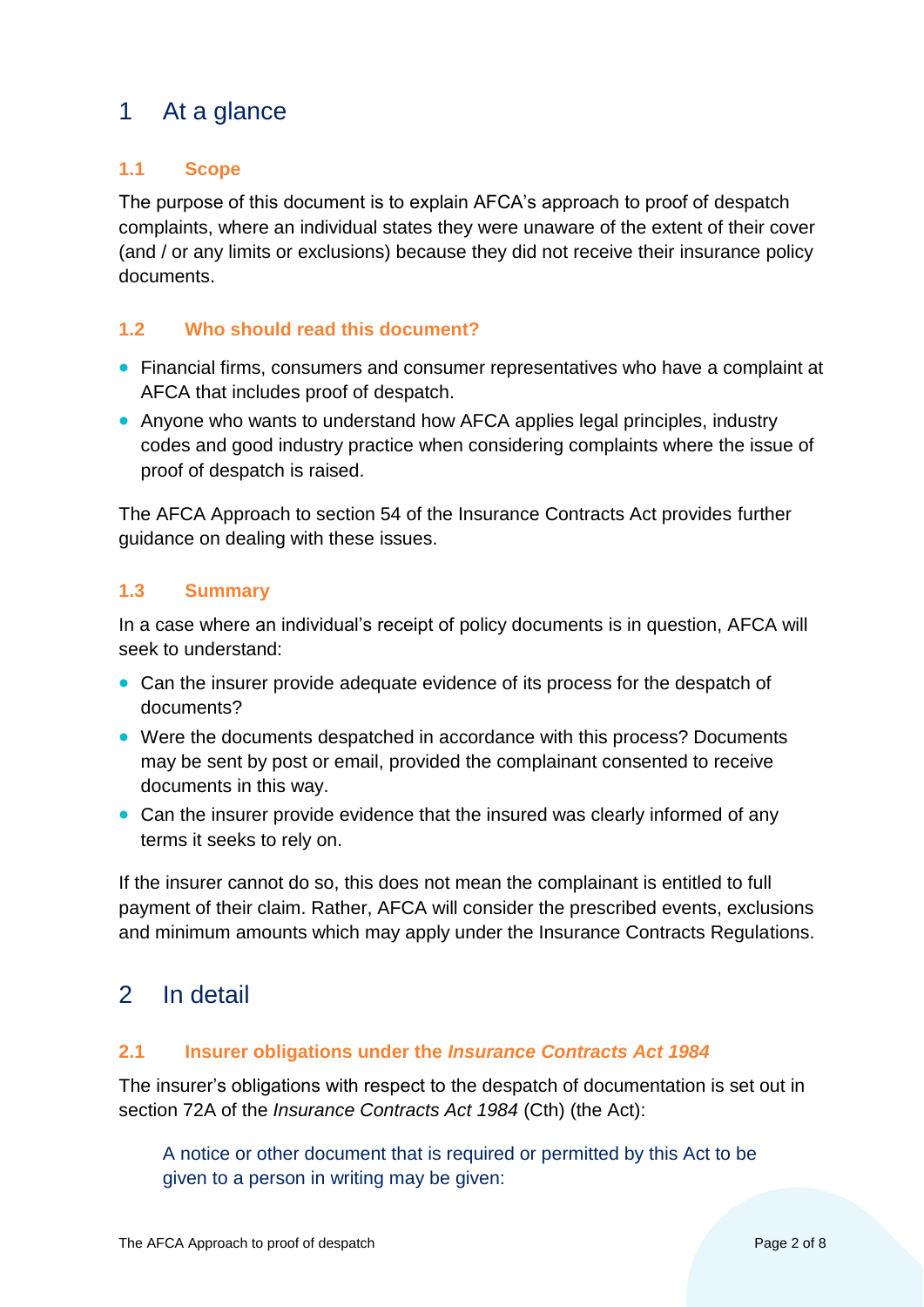# 1 At a glance

## 1.1 Scope

The purpose of this document is to explain AFCA's approach to proof of despatch complaints, where an individual states they were unaware of the extent of their cover (and / or any limits or exclusions) because they did not receive their insurance policy documents.

## 1.2 Who should read this document?

- Financial firms, consumers and consumer representatives who have a complaint at AFCA that includes proof of despatch.
- Anyone who wants to understand how AFCA applies legal principles, industry codes and good industry practice when considering complaints where the issue of proof of despatch is raised.

The AFCA Approach to section 54 of the Insurance Contracts Act provides further guidance on dealing with these issues.

## 1.3 Summary

In a case where an individual's receipt of policy documents is in question, AFCA will seek to understand:

- Can the insurer provide adequate evidence of its process for the despatch of documents?
- Were the documents despatched in accordance with this process? Documents may be sent by post or email, provided the complainant consented to receive documents in this way.
- Can the insurer provide evidence that the insured was clearly informed of any terms it seeks to rely on.

If the insurer cannot do so, this does not mean the complainant is entitled to full payment of their claim. Rather, AFCA will consider the prescribed events, exclusions and minimum amounts which may apply under the Insurance Contracts Regulations.

# 2 In detail

## 2.1 Insurer obligations under the *Insurance Contracts Act 1984*

The insurer's obligations with respect to the despatch of documentation is set out in section 72A of the *Insurance Contracts Act 1984* (Cth) (the Act):

> A notice or other document that is required or permitted by this Act to be given to a person in writing may be given: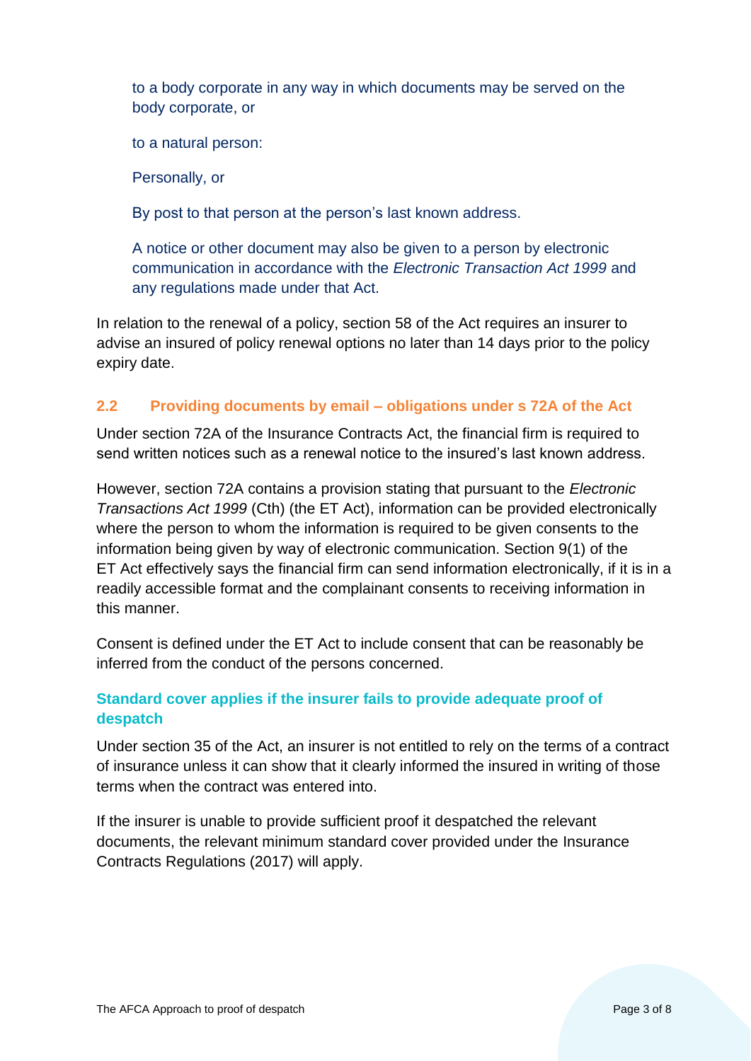to a body corporate in any way in which documents may be served on the body corporate, or

to a natural person:

Personally, or

By post to that person at the person's last known address.

A notice or other document may also be given to a person by electronic communication in accordance with the *Electronic Transaction Act 1999* and any regulations made under that Act.

In relation to the renewal of a policy, section 58 of the Act requires an insurer to advise an insured of policy renewal options no later than 14 days prior to the policy expiry date.

## 2.2 Providing documents by email – obligations under s 72A of the Act

Under section 72A of the Insurance Contracts Act, the financial firm is required to send written notices such as a renewal notice to the insured's last known address.

However, section 72A contains a provision stating that pursuant to the *Electronic Transactions Act 1999* (Cth) (the ET Act), information can be provided electronically where the person to whom the information is required to be given consents to the information being given by way of electronic communication. Section 9(1) of the ET Act effectively says the financial firm can send information electronically, if it is in a readily accessible format and the complainant consents to receiving information in this manner.

Consent is defined under the ET Act to include consent that can be reasonably be inferred from the conduct of the persons concerned.

### Standard cover applies if the insurer fails to provide adequate proof of despatch

Under section 35 of the Act, an insurer is not entitled to rely on the terms of a contract of insurance unless it can show that it clearly informed the insured in writing of those terms when the contract was entered into.

If the insurer is unable to provide sufficient proof it despatched the relevant documents, the relevant minimum standard cover provided under the Insurance Contracts Regulations (2017) will apply.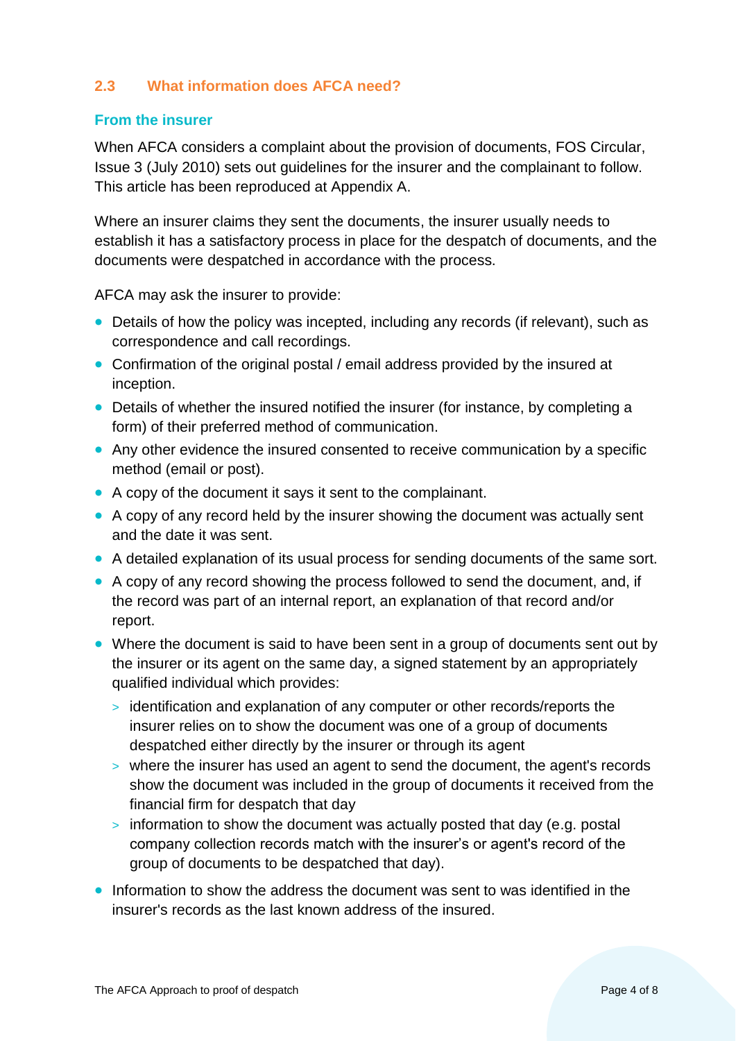## 2.3 What information does AFCA need?

### From the insurer

When AFCA considers a complaint about the provision of documents, FOS Circular, Issue 3 (July 2010) sets out guidelines for the insurer and the complainant to follow. This article has been reproduced at Appendix A.

Where an insurer claims they sent the documents, the insurer usually needs to establish it has a satisfactory process in place for the despatch of documents, and the documents were despatched in accordance with the process.

AFCA may ask the insurer to provide:

- Details of how the policy was incepted, including any records (if relevant), such as correspondence and call recordings.
- Confirmation of the original postal / email address provided by the insured at inception.
- Details of whether the insured notified the insurer (for instance, by completing a form) of their preferred method of communication.
- Any other evidence the insured consented to receive communication by a specific method (email or post).
- A copy of the document it says it sent to the complainant.
- A copy of any record held by the insurer showing the document was actually sent and the date it was sent.
- A detailed explanation of its usual process for sending documents of the same sort.
- A copy of any record showing the process followed to send the document, and, if the record was part of an internal report, an explanation of that record and/or report.
- Where the document is said to have been sent in a group of documents sent out by the insurer or its agent on the same day, a signed statement by an appropriately qualified individual which provides:
  - identification and explanation of any computer or other records/reports the insurer relies on to show the document was one of a group of documents despatched either directly by the insurer or through its agent
  - where the insurer has used an agent to send the document, the agent's records show the document was included in the group of documents it received from the financial firm for despatch that day
  - information to show the document was actually posted that day (e.g. postal company collection records match with the insurer's or agent's record of the group of documents to be despatched that day).
- Information to show the address the document was sent to was identified in the insurer's records as the last known address of the insured.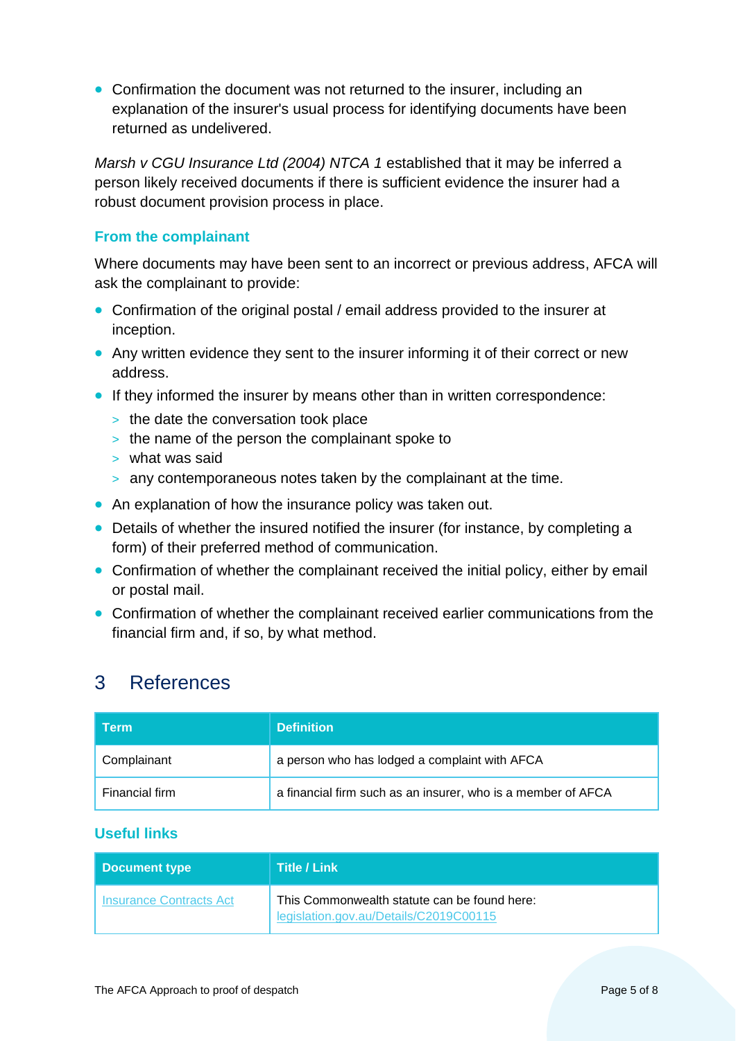- Confirmation the document was not returned to the insurer, including an explanation of the insurer's usual process for identifying documents have been returned as undelivered.

*Marsh v CGU Insurance Ltd (2004) NTCA 1* established that it may be inferred a person likely received documents if there is sufficient evidence the insurer had a robust document provision process in place.

### From the complainant

Where documents may have been sent to an incorrect or previous address, AFCA will ask the complainant to provide:

- Confirmation of the original postal / email address provided to the insurer at inception.
- Any written evidence they sent to the insurer informing it of their correct or new address.
- If they informed the insurer by means other than in written correspondence:
  - the date the conversation took place
  - the name of the person the complainant spoke to
  - what was said
  - any contemporaneous notes taken by the complainant at the time.
- An explanation of how the insurance policy was taken out.
- Details of whether the insured notified the insurer (for instance, by completing a form) of their preferred method of communication.
- Confirmation of whether the complainant received the initial policy, either by email or postal mail.
- Confirmation of whether the complainant received earlier communications from the financial firm and, if so, by what method.

## 3 References

| Term | Definition |
|---|---|
| Complainant | a person who has lodged a complaint with AFCA |
| Financial firm | a financial firm such as an insurer, who is a member of AFCA |

### Useful links

| Document type | Title / Link |
|---|---|
| Insurance Contracts Act | This Commonwealth statute can be found here: legislation.gov.au/Details/C2019C00115 |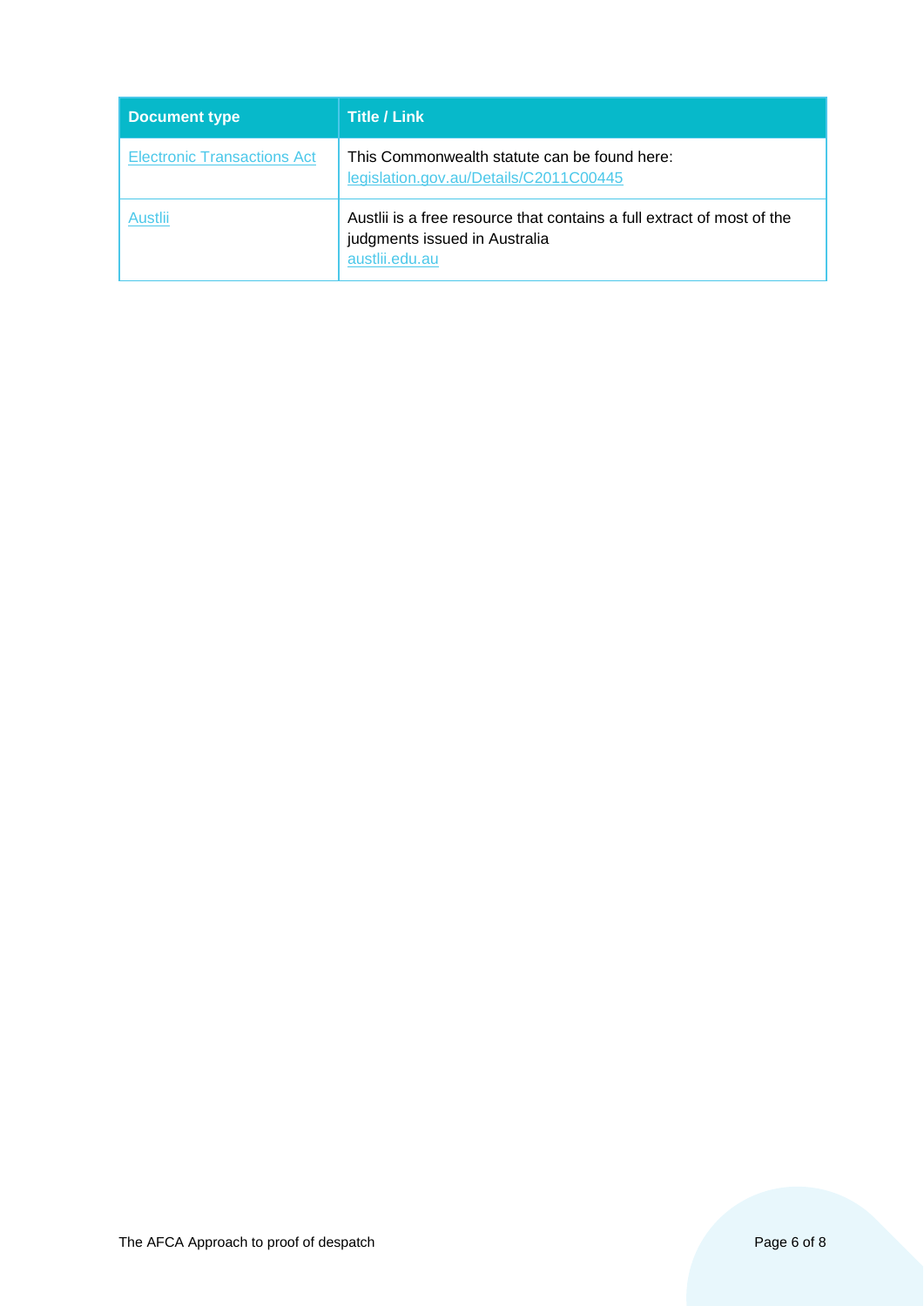| Document type | Title / Link |
|---|---|
| Electronic Transactions Act | This Commonwealth statute can be found here: legislation.gov.au/Details/C2011C00445 |
| Austlii | Austlii is a free resource that contains a full extract of most of the judgments issued in Australia austlii.edu.au |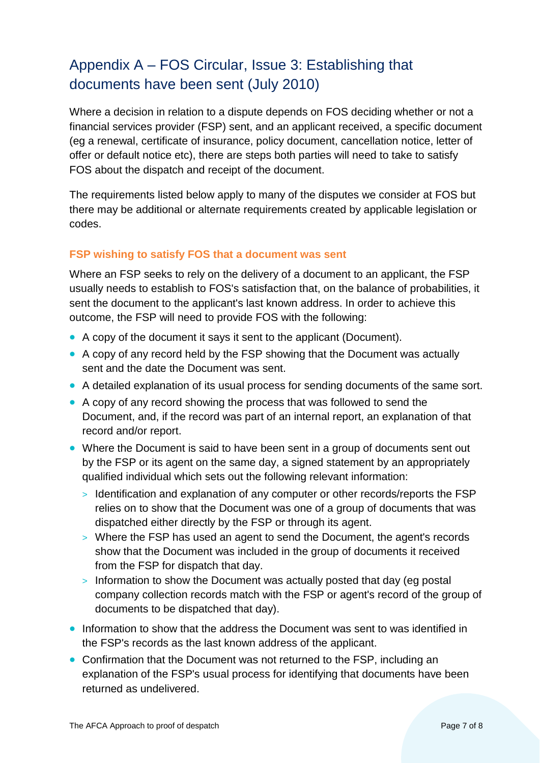# Appendix A – FOS Circular, Issue 3: Establishing that documents have been sent (July 2010)

Where a decision in relation to a dispute depends on FOS deciding whether or not a financial services provider (FSP) sent, and an applicant received, a specific document (eg a renewal, certificate of insurance, policy document, cancellation notice, letter of offer or default notice etc), there are steps both parties will need to take to satisfy FOS about the dispatch and receipt of the document.

The requirements listed below apply to many of the disputes we consider at FOS but there may be additional or alternate requirements created by applicable legislation or codes.

### FSP wishing to satisfy FOS that a document was sent

Where an FSP seeks to rely on the delivery of a document to an applicant, the FSP usually needs to establish to FOS's satisfaction that, on the balance of probabilities, it sent the document to the applicant's last known address. In order to achieve this outcome, the FSP will need to provide FOS with the following:

- A copy of the document it says it sent to the applicant (Document).
- A copy of any record held by the FSP showing that the Document was actually sent and the date the Document was sent.
- A detailed explanation of its usual process for sending documents of the same sort.
- A copy of any record showing the process that was followed to send the Document, and, if the record was part of an internal report, an explanation of that record and/or report.
- Where the Document is said to have been sent in a group of documents sent out by the FSP or its agent on the same day, a signed statement by an appropriately qualified individual which sets out the following relevant information:
  - Identification and explanation of any computer or other records/reports the FSP relies on to show that the Document was one of a group of documents that was dispatched either directly by the FSP or through its agent.
  - Where the FSP has used an agent to send the Document, the agent's records show that the Document was included in the group of documents it received from the FSP for dispatch that day.
  - Information to show the Document was actually posted that day (eg postal company collection records match with the FSP or agent's record of the group of documents to be dispatched that day).
- Information to show that the address the Document was sent to was identified in the FSP's records as the last known address of the applicant.
- Confirmation that the Document was not returned to the FSP, including an explanation of the FSP's usual process for identifying that documents have been returned as undelivered.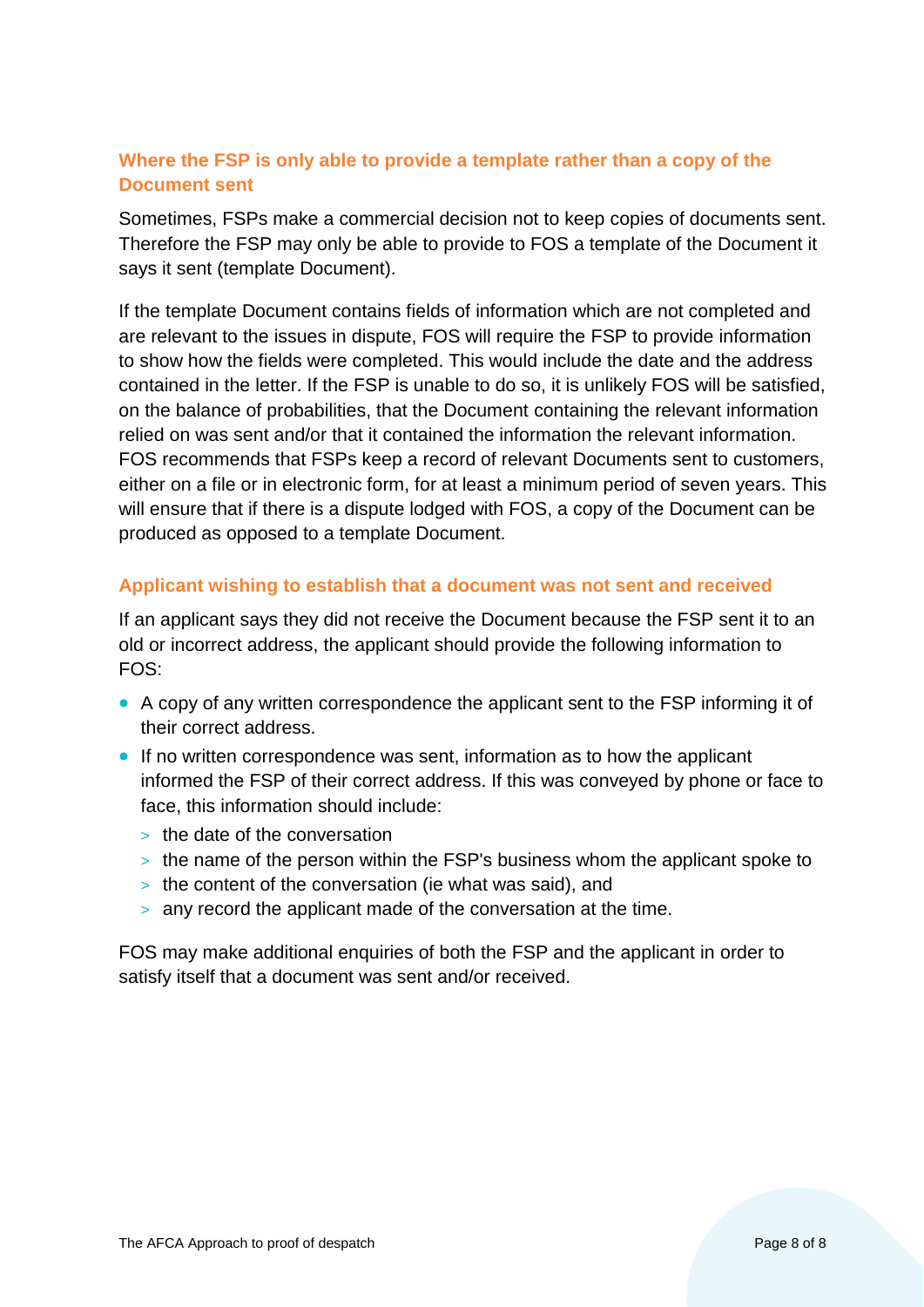### Where the FSP is only able to provide a template rather than a copy of the Document sent

Sometimes, FSPs make a commercial decision not to keep copies of documents sent. Therefore the FSP may only be able to provide to FOS a template of the Document it says it sent (template Document).

If the template Document contains fields of information which are not completed and are relevant to the issues in dispute, FOS will require the FSP to provide information to show how the fields were completed. This would include the date and the address contained in the letter. If the FSP is unable to do so, it is unlikely FOS will be satisfied, on the balance of probabilities, that the Document containing the relevant information relied on was sent and/or that it contained the information the relevant information. FOS recommends that FSPs keep a record of relevant Documents sent to customers, either on a file or in electronic form, for at least a minimum period of seven years. This will ensure that if there is a dispute lodged with FOS, a copy of the Document can be produced as opposed to a template Document.

### Applicant wishing to establish that a document was not sent and received

If an applicant says they did not receive the Document because the FSP sent it to an old or incorrect address, the applicant should provide the following information to FOS:

- A copy of any written correspondence the applicant sent to the FSP informing it of their correct address.
- If no written correspondence was sent, information as to how the applicant informed the FSP of their correct address. If this was conveyed by phone or face to face, this information should include:
  - the date of the conversation
  - the name of the person within the FSP's business whom the applicant spoke to
  - the content of the conversation (ie what was said), and
  - any record the applicant made of the conversation at the time.

FOS may make additional enquiries of both the FSP and the applicant in order to satisfy itself that a document was sent and/or received.